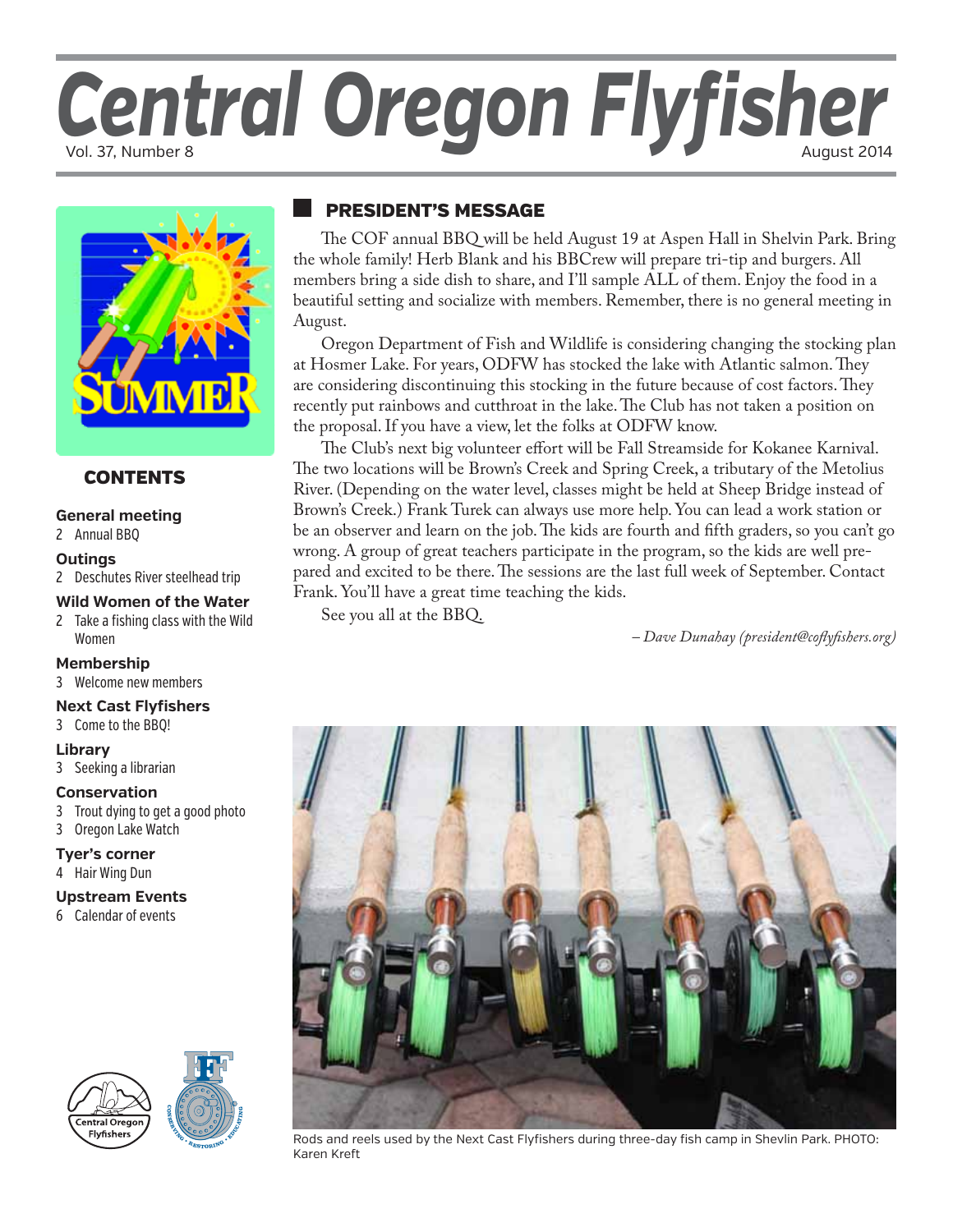# Central Oregon Flyfisher

Vol. 37, Number 8 — August 2014

## CONTENTS

**General meeting**
2 Annual BBQ

**Outings**
2 Deschutes River steelhead trip

**Wild Women of the Water**
2 Take a fishing class with the Wild Women

**Membership**
3 Welcome new members

**Next Cast Flyfishers**
3 Come to the BBQ!

**Library**
3 Seeking a librarian

**Conservation**
3 Trout dying to get a good photo
3 Oregon Lake Watch

**Tyer's corner**
4 Hair Wing Dun

**Upstream Events**
6 Calendar of events

## PRESIDENT'S MESSAGE

The COF annual BBQ will be held August 19 at Aspen Hall in Shelvin Park. Bring the whole family! Herb Blank and his BBCrew will prepare tri-tip and burgers. All members bring a side dish to share, and I'll sample ALL of them. Enjoy the food in a beautiful setting and socialize with members. Remember, there is no general meeting in August.

Oregon Department of Fish and Wildlife is considering changing the stocking plan at Hosmer Lake. For years, ODFW has stocked the lake with Atlantic salmon. They are considering discontinuing this stocking in the future because of cost factors. They recently put rainbows and cutthroat in the lake. The Club has not taken a position on the proposal. If you have a view, let the folks at ODFW know.

The Club's next big volunteer effort will be Fall Streamside for Kokanee Karnival. The two locations will be Brown's Creek and Spring Creek, a tributary of the Metolius River. (Depending on the water level, classes might be held at Sheep Bridge instead of Brown's Creek.) Frank Turek can always use more help. You can lead a work station or be an observer and learn on the job. The kids are fourth and fifth graders, so you can't go wrong. A group of great teachers participate in the program, so the kids are well prepared and excited to be there. The sessions are the last full week of September. Contact Frank. You'll have a great time teaching the kids.

See you all at the BBQ.

*– Dave Dunahay (president@coflyfishers.org)*

Rods and reels used by the Next Cast Flyfishers during three-day fish camp in Shevlin Park. PHOTO: Karen Kreft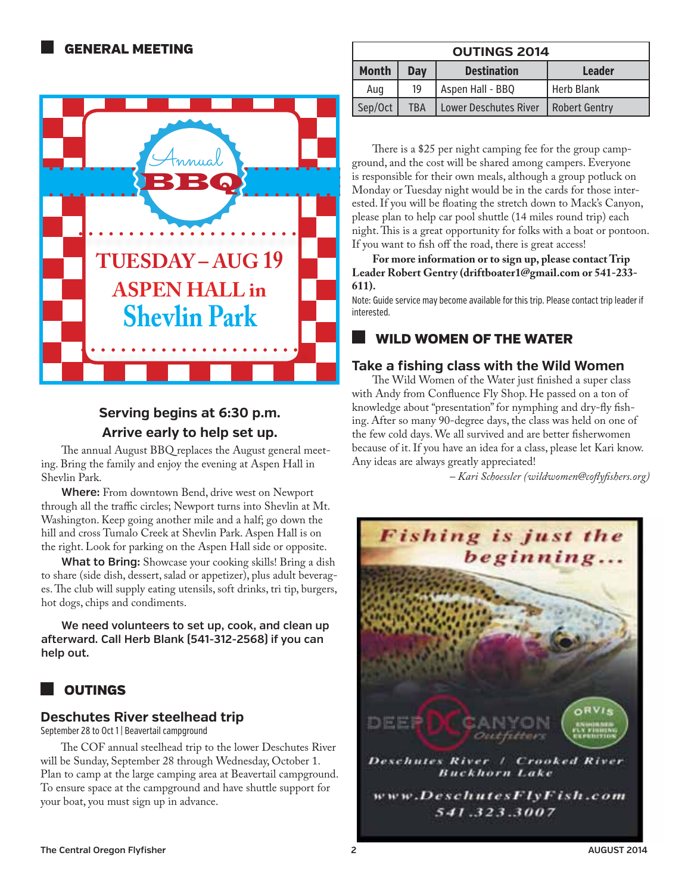## GENERAL MEETING

Annual BBQ

TUESDAY – AUG 19
ASPEN HALL in
Shevlin Park

**Serving begins at 6:30 p.m.**
**Arrive early to help set up.**

The annual August BBQ replaces the August general meeting. Bring the family and enjoy the evening at Aspen Hall in Shevlin Park.

**Where:** From downtown Bend, drive west on Newport through all the traffic circles; Newport turns into Shevlin at Mt. Washington. Keep going another mile and a half; go down the hill and cross Tumalo Creek at Shevlin Park. Aspen Hall is on the right. Look for parking on the Aspen Hall side or opposite.

**What to Bring:** Showcase your cooking skills! Bring a dish to share (side dish, dessert, salad or appetizer), plus adult beverages. The club will supply eating utensils, soft drinks, tri tip, burgers, hot dogs, chips and condiments.

**We need volunteers to set up, cook, and clean up afterward. Call Herb Blank (541-312-2568) if you can help out.**

## OUTINGS

### Deschutes River steelhead trip

September 28 to Oct 1 | Beavertail campground

The COF annual steelhead trip to the lower Deschutes River will be Sunday, September 28 through Wednesday, October 1. Plan to camp at the large camping area at Beavertail campground. To ensure space at the campground and have shuttle support for your boat, you must sign up in advance.

| OUTINGS 2014 | | | |
|---|---|---|---|
| **Month** | **Day** | **Destination** | **Leader** |
| Aug | 19 | Aspen Hall - BBQ | Herb Blank |
| Sep/Oct | TBA | Lower Deschutes River | Robert Gentry |

There is a $25 per night camping fee for the group campground, and the cost will be shared among campers. Everyone is responsible for their own meals, although a group potluck on Monday or Tuesday night would be in the cards for those interested. If you will be floating the stretch down to Mack's Canyon, please plan to help car pool shuttle (14 miles round trip) each night. This is a great opportunity for folks with a boat or pontoon. If you want to fish off the road, there is great access!

**For more information or to sign up, please contact Trip Leader Robert Gentry (driftboater1@gmail.com or 541-233-611).**

Note: Guide service may become available for this trip. Please contact trip leader if interested.

## WILD WOMEN OF THE WATER

### Take a fishing class with the Wild Women

The Wild Women of the Water just finished a super class with Andy from Confluence Fly Shop. He passed on a ton of knowledge about "presentation" for nymphing and dry-fly fishing. After so many 90-degree days, the class was held on one of the few cold days. We all survived and are better fisherwomen because of it. If you have an idea for a class, please let Kari know. Any ideas are always greatly appreciated!

*– Kari Schoessler (wildwomen@coflyfishers.org)*

Fishing is just the beginning...

DEEP CANYON Outfitters — ORVIS Endorsed Fly Fishing Expedition

Deschutes River / Crooked River
Buckhorn Lake

www.DeschutesFlyFish.com
541.323.3007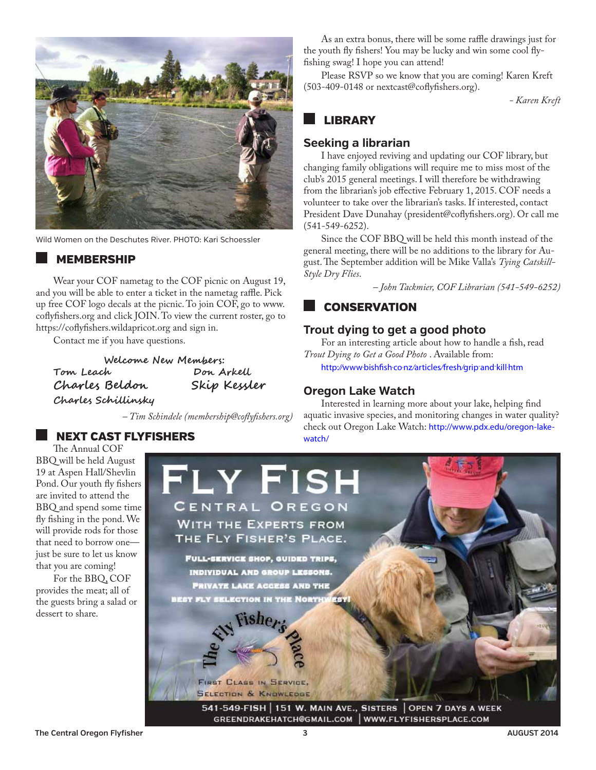Wild Women on the Deschutes River. PHOTO: Kari Schoessler

## MEMBERSHIP

Wear your COF nametag to the COF picnic on August 19, and you will be able to enter a ticket in the nametag raffle. Pick up free COF logo decals at the picnic. To join COF, go to www.coflyfishers.org and click JOIN. To view the current roster, go to https://coflyfishers.wildapricot.org and sign in.

Contact me if you have questions.

**Welcome New Members:**

Tom Leach
Don Arkell
Charles Beldon
Skip Kessler
Charles Schillinsky

*– Tim Schindele (membership@coflyfishers.org)*

## NEXT CAST FLYFISHERS

The Annual COF BBQ will be held August 19 at Aspen Hall/Shevlin Pond. Our youth fly fishers are invited to attend the BBQ and spend some time fly fishing in the pond. We will provide rods for those that need to borrow one—just be sure to let us know that you are coming!

For the BBQ, COF provides the meat; all of the guests bring a salad or dessert to share.

As an extra bonus, there will be some raffle drawings just for the youth fly fishers! You may be lucky and win some cool fly-fishing swag! I hope you can attend!

Please RSVP so we know that you are coming! Karen Kreft (503-409-0148 or nextcast@coflyfishers.org).

*- Karen Kreft*

## LIBRARY

### Seeking a librarian

I have enjoyed reviving and updating our COF library, but changing family obligations will require me to miss most of the club's 2015 general meetings. I will therefore be withdrawing from the librarian's job effective February 1, 2015. COF needs a volunteer to take over the librarian's tasks. If interested, contact President Dave Dunahay (president@coflyfishers.org). Or call me (541-549-6252).

Since the COF BBQ will be held this month instead of the general meeting, there will be no additions to the library for August. The September addition will be Mike Valla's *Tying Catskill-Style Dry Flies*.

*– John Tackmier, COF Librarian (541-549-6252)*

## CONSERVATION

### Trout dying to get a good photo

For an interesting article about how to handle a fish, read *Trout Dying to Get a Good Photo* . Available from:
http://www.bishfish.co.nz/articles/fresh/grip-and-kill.htm

### Oregon Lake Watch

Interested in learning more about your lake, helping find aquatic invasive species, and monitoring changes in water quality? check out Oregon Lake Watch: http://www.pdx.edu/oregon-lake-watch/

FLY FISH CENTRAL OREGON WITH THE EXPERTS FROM THE FLY FISHER'S PLACE.

FULL-SERVICE SHOP, GUIDED TRIPS, INDIVIDUAL AND GROUP LESSONS. PRIVATE LAKE ACCESS AND THE BEST FLY SELECTION IN THE NORTHWEST!

The Fly Fisher's Place

First Class in Service, Selection & Knowledge

541-549-FISH | 151 W. MAIN AVE., SISTERS | OPEN 7 DAYS A WEEK
GREENDRAKEHATCH@GMAIL.COM | WWW.FLYFISHERSPLACE.COM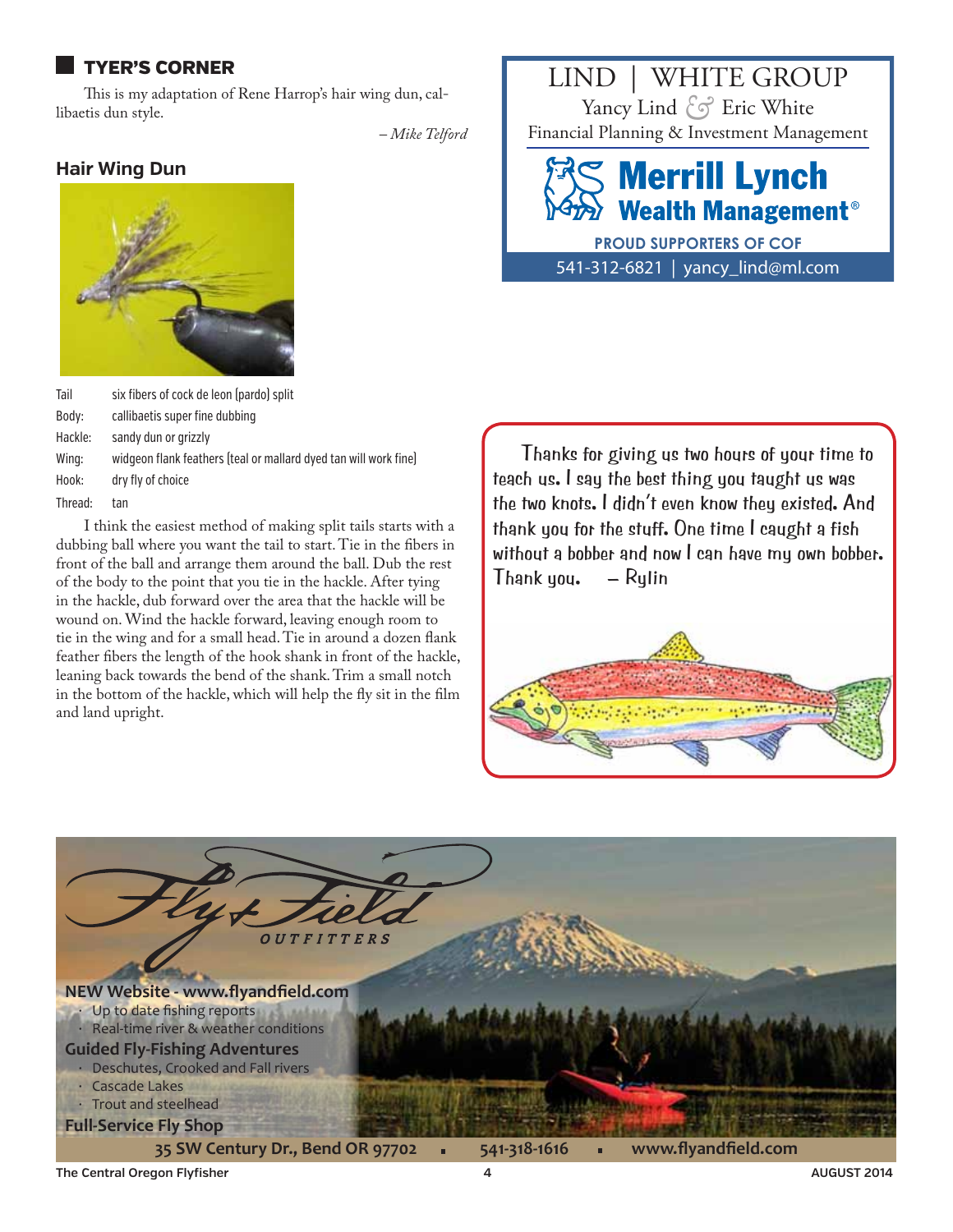## TYER'S CORNER

This is my adaptation of Rene Harrop's hair wing dun, callibaetis dun style.

*– Mike Telford*

### Hair Wing Dun

| | |
|---|---|
| Tail | six fibers of cock de leon (pardo) split |
| Body: | callibaetis super fine dubbing |
| Hackle: | sandy dun or grizzly |
| Wing: | widgeon flank feathers (teal or mallard dyed tan will work fine) |
| Hook: | dry fly of choice |
| Thread: | tan |

I think the easiest method of making split tails starts with a dubbing ball where you want the tail to start. Tie in the fibers in front of the ball and arrange them around the ball. Dub the rest of the body to the point that you tie in the hackle. After tying in the hackle, dub forward over the area that the hackle will be wound on. Wind the hackle forward, leaving enough room to tie in the wing and for a small head. Tie in around a dozen flank feather fibers the length of the hook shank in front of the hackle, leaning back towards the bend of the shank. Trim a small notch in the bottom of the hackle, which will help the fly sit in the film and land upright.

LIND | WHITE GROUP
Yancy Lind & Eric White
Financial Planning & Investment Management

**Merrill Lynch Wealth Management®**

**PROUD SUPPORTERS OF COF**

541-312-6821 | yancy_lind@ml.com

Thanks for giving us two hours of your time to teach us. I say the best thing you taught us was the two knots. I didn't even know they existed. And thank you for the stuff. One time I caught a fish without a bobber and now I can have my own bobber. Thank you. – Rylin

*Fly + Field* OUTFITTERS

**NEW Website - www.flyandfield.com**
- Up to date fishing reports
- Real-time river & weather conditions

**Guided Fly-Fishing Adventures**
- Deschutes, Crooked and Fall rivers
- Cascade Lakes
- Trout and steelhead

**Full-Service Fly Shop**

**35 SW Century Dr., Bend OR 97702 ▪ 541-318-1616 ▪ www.flyandfield.com**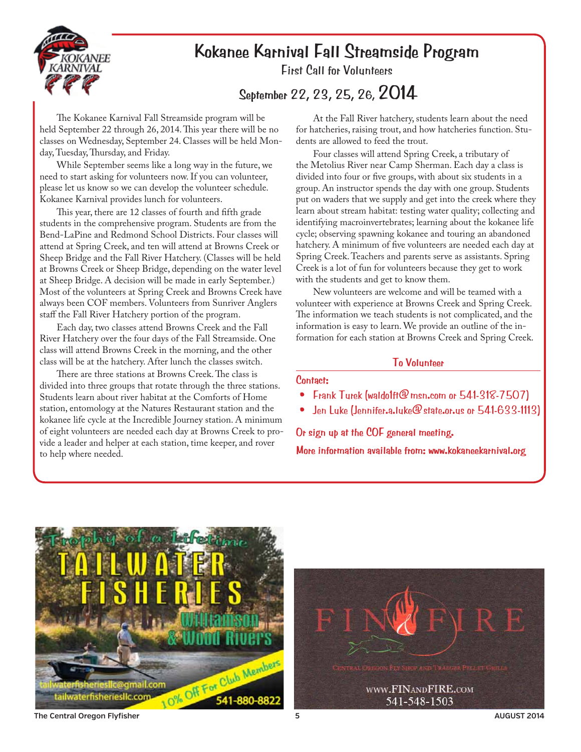# Kokanee Karnival Fall Streamside Program

First Call for Volunteers

## September 22, 23, 25, 26, 2014

The Kokanee Karnival Fall Streamside program will be held September 22 through 26, 2014. This year there will be no classes on Wednesday, September 24. Classes will be held Monday, Tuesday, Thursday, and Friday.

While September seems like a long way in the future, we need to start asking for volunteers now. If you can volunteer, please let us know so we can develop the volunteer schedule. Kokanee Karnival provides lunch for volunteers.

This year, there are 12 classes of fourth and fifth grade students in the comprehensive program. Students are from the Bend-LaPine and Redmond School Districts. Four classes will attend at Spring Creek, and ten will attend at Browns Creek or Sheep Bridge and the Fall River Hatchery. (Classes will be held at Browns Creek or Sheep Bridge, depending on the water level at Sheep Bridge. A decision will be made in early September.) Most of the volunteers at Spring Creek and Browns Creek have always been COF members. Volunteers from Sunriver Anglers staff the Fall River Hatchery portion of the program.

Each day, two classes attend Browns Creek and the Fall River Hatchery over the four days of the Fall Streamside. One class will attend Browns Creek in the morning, and the other class will be at the hatchery. After lunch the classes switch.

There are three stations at Browns Creek. The class is divided into three groups that rotate through the three stations. Students learn about river habitat at the Comforts of Home station, entomology at the Natures Restaurant station and the kokanee life cycle at the Incredible Journey station. A minimum of eight volunteers are needed each day at Browns Creek to provide a leader and helper at each station, time keeper, and rover to help where needed.

At the Fall River hatchery, students learn about the need for hatcheries, raising trout, and how hatcheries function. Students are allowed to feed the trout.

Four classes will attend Spring Creek, a tributary of the Metolius River near Camp Sherman. Each day a class is divided into four or five groups, with about six students in a group. An instructor spends the day with one group. Students put on waders that we supply and get into the creek where they learn about stream habitat: testing water quality; collecting and identifying macroinvertebrates; learning about the kokanee life cycle; observing spawning kokanee and touring an abandoned hatchery. A minimum of five volunteers are needed each day at Spring Creek. Teachers and parents serve as assistants. Spring Creek is a lot of fun for volunteers because they get to work with the students and get to know them.

New volunteers are welcome and will be teamed with a volunteer with experience at Browns Creek and Spring Creek. The information we teach students is not complicated, and the information is easy to learn. We provide an outline of the information for each station at Browns Creek and Spring Creek.

### To Volunteer

**Contact:**

- Frank Turek (waldo1ft@msn.com or 541-318-7507)
- Jen Luke (Jennifer.a.luke@state.or.us or 541-633-1113)

**Or sign up at the COF general meeting.**

**More information available from: www.kokaneekarnival.org**

Trophy of a Lifetime
TAILWATER FISHERIES
Williamson & Wood Rivers
tailwaterfisheriesllc@gmail.com
tailwaterfisheriesllc.com
10% Off For Club Members
541-880-8822

FIN & FIRE
Central Oregon Fly Shop and Traeger Pellet Grills
www.FINandFIRE.com
541-548-1503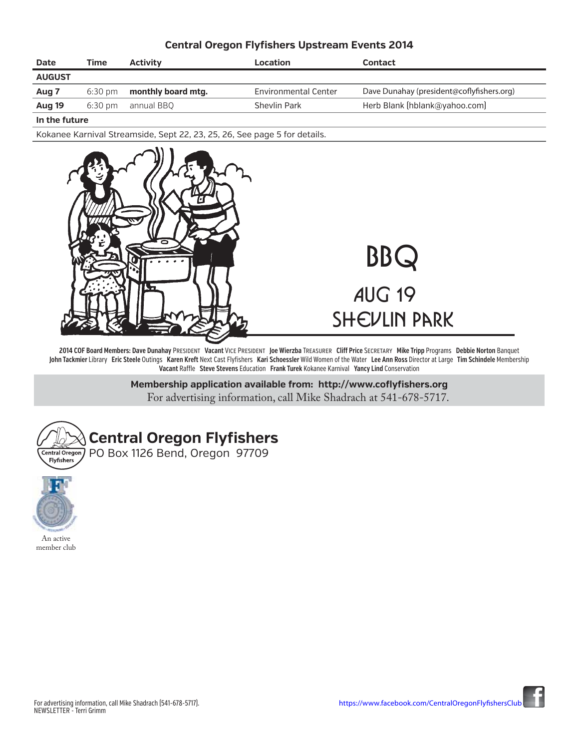## Central Oregon Flyfishers Upstream Events 2014

| Date | Time | Activity | Location | Contact |
|---|---|---|---|---|
| **AUGUST** | | | | |
| **Aug 7** | 6:30 pm | **monthly board mtg.** | Environmental Center | Dave Dunahay (president@coflyfishers.org) |
| **Aug 19** | 6:30 pm | annual BBQ | Shevlin Park | Herb Blank [hblank@yahoo.com] |
| **In the future** | | | | |
| Kokanee Karnival Streamside, Sept 22, 23, 25, 26, See page 5 for details. | | | | |

BBQ

AUG 19

SHEVLIN PARK

**2014 COF Board Members: Dave Dunahay** PRESIDENT **Vacant** VICE PRESIDENT **Joe Wierzba** TREASURER **Cliff Price** SECRETARY **Mike Tripp** Programs **Debbie Norton** Banquet **John Tackmier** Library **Eric Steele** Outings **Karen Kreft** Next Cast Flyfishers **Kari Schoessler** Wild Women of the Water **Lee Ann Ross** Director at Large **Tim Schindele** Membership **Vacant** Raffle **Steve Stevens** Education **Frank Turek** Kokanee Karnival **Yancy Lind** Conservation

**Membership application available from: http://www.coflyfishers.org**

For advertising information, call Mike Shadrach at 541-678-5717.

## Central Oregon Flyfishers

PO Box 1126 Bend, Oregon 97709

An active member club

For advertising information, call Mike Shadrach (541-678-5717).
NEWSLETTER - Terri Grimm

https://www.facebook.com/CentralOregonFlyfishersClub